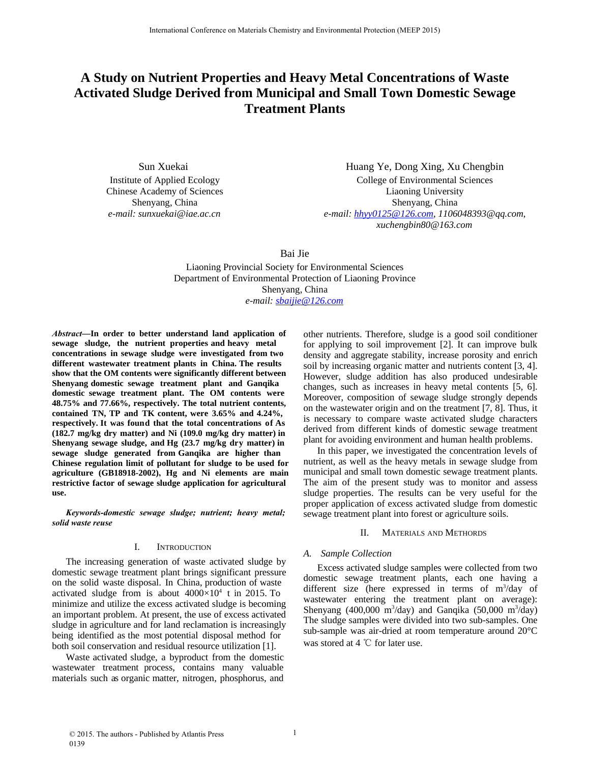# A Study on Nutrient Properties and Heavy Metal Concentrations of Waste Activated Sludge Derived from Municipal and Small Town Domestic Sewage Treatment Plants

Sun Xuekai
Institute of Applied Ecology
Chinese Academy of Sciences
Shenyang, China
*e-mail: sunxuekai@iae.ac.cn*

Huang Ye, Dong Xing, Xu Chengbin
College of Environmental Sciences
Liaoning University
Shenyang, China
*e-mail: hhyy0125@126.com, 1106048393@qq.com, xuchengbin80@163.com*

Bai Jie
Liaoning Provincial Society for Environmental Sciences
Department of Environmental Protection of Liaoning Province
Shenyang, China
*e-mail: sbaijie@126.com*

***Abstract*—In order to better understand land application of sewage sludge, the nutrient properties and heavy metal concentrations in sewage sludge were investigated from two different wastewater treatment plants in China. The results show that the OM contents were significantly different between Shenyang domestic sewage treatment plant and Ganqika domestic sewage treatment plant. The OM contents were 48.75% and 77.66%, respectively. The total nutrient contents, contained TN, TP and TK content, were 3.65% and 4.24%, respectively. It was found that the total concentrations of As (182.7 mg/kg dry matter) and Ni (109.0 mg/kg dry matter) in Shenyang sewage sludge, and Hg (23.7 mg/kg dry matter) in sewage sludge generated from Ganqika are higher than Chinese regulation limit of pollutant for sludge to be used for agriculture (GB18918-2002), Hg and Ni elements are main restrictive factor of sewage sludge application for agricultural use.**

***Keywords-domestic sewage sludge; nutrient; heavy metal; solid waste reuse***

## I. Introduction

The increasing generation of waste activated sludge by domestic sewage treatment plant brings significant pressure on the solid waste disposal. In China, production of waste activated sludge from is about $4000 \times 10^4$ t in 2015. To minimize and utilize the excess activated sludge is becoming an important problem. At present, the use of excess activated sludge in agriculture and for land reclamation is increasingly being identified as the most potential disposal method for both soil conservation and residual resource utilization [1].

Waste activated sludge, a byproduct from the domestic wastewater treatment process, contains many valuable materials such as organic matter, nitrogen, phosphorus, and other nutrients. Therefore, sludge is a good soil conditioner for applying to soil improvement [2]. It can improve bulk density and aggregate stability, increase porosity and enrich soil by increasing organic matter and nutrients content [3, 4]. However, sludge addition has also produced undesirable changes, such as increases in heavy metal contents [5, 6]. Moreover, composition of sewage sludge strongly depends on the wastewater origin and on the treatment [7, 8]. Thus, it is necessary to compare waste activated sludge characters derived from different kinds of domestic sewage treatment plant for avoiding environment and human health problems.

In this paper, we investigated the concentration levels of nutrient, as well as the heavy metals in sewage sludge from municipal and small town domestic sewage treatment plants. The aim of the present study was to monitor and assess sludge properties. The results can be very useful for the proper application of excess activated sludge from domestic sewage treatment plant into forest or agriculture soils.

## II. Materials and Methords

### A. Sample Collection

Excess activated sludge samples were collected from two domestic sewage treatment plants, each one having a different size (here expressed in terms of $m^3$/day of wastewater entering the treatment plant on average): Shenyang (400,000 $m^3$/day) and Ganqika (50,000 $m^3$/day) The sludge samples were divided into two sub-samples. One sub-sample was air-dried at room temperature around 20°C was stored at 4 ℃ for later use.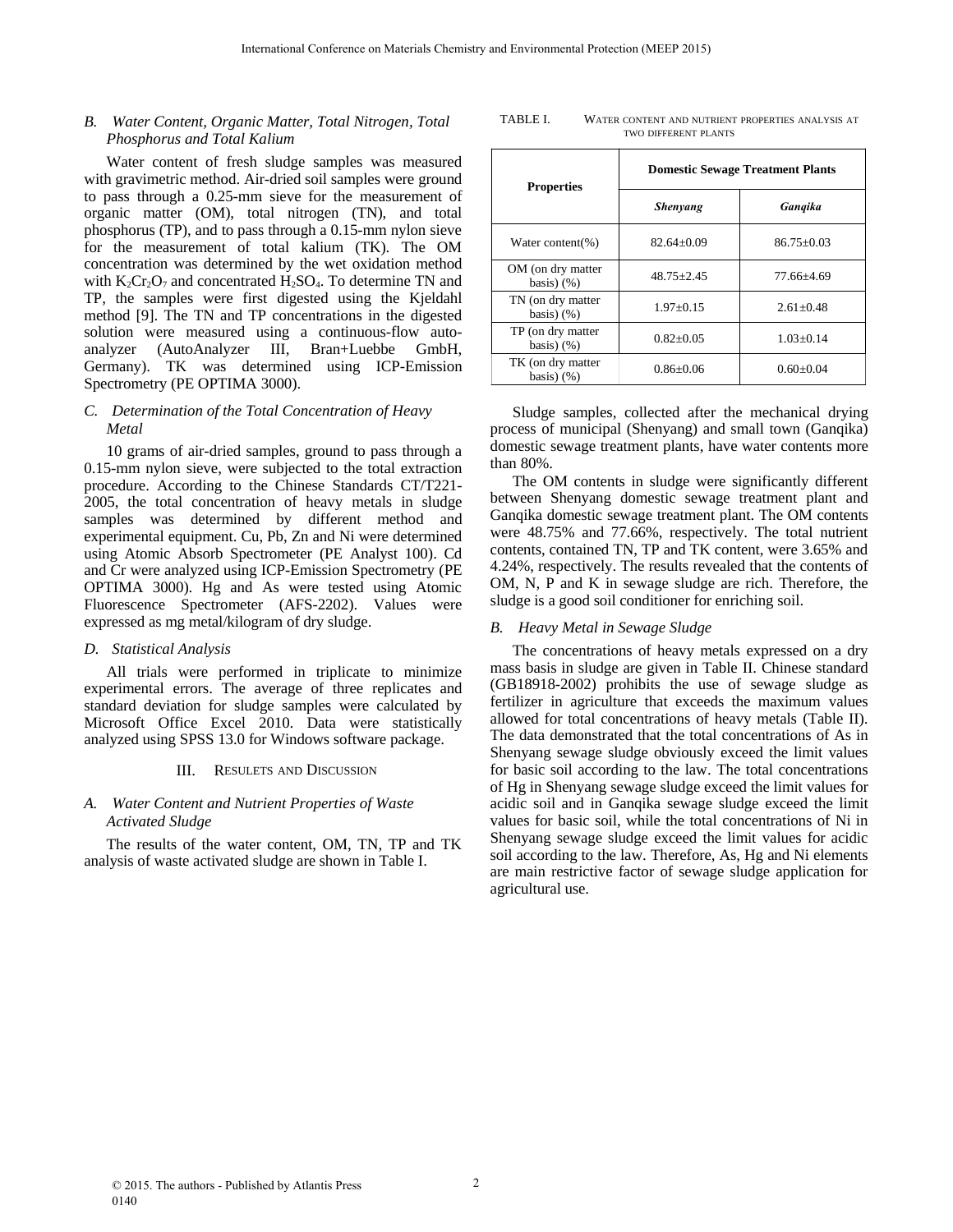### B. Water Content, Organic Matter, Total Nitrogen, Total Phosphorus and Total Kalium

Water content of fresh sludge samples was measured with gravimetric method. Air-dried soil samples were ground to pass through a 0.25-mm sieve for the measurement of organic matter (OM), total nitrogen (TN), and total phosphorus (TP), and to pass through a 0.15-mm nylon sieve for the measurement of total kalium (TK). The OM concentration was determined by the wet oxidation method with $K_2Cr_2O_7$ and concentrated $H_2SO_4$. To determine TN and TP, the samples were first digested using the Kjeldahl method [9]. The TN and TP concentrations in the digested solution were measured using a continuous-flow auto-analyzer (AutoAnalyzer III, Bran+Luebbe GmbH, Germany). TK was determined using ICP-Emission Spectrometry (PE OPTIMA 3000).

### C. Determination of the Total Concentration of Heavy Metal

10 grams of air-dried samples, ground to pass through a 0.15-mm nylon sieve, were subjected to the total extraction procedure. According to the Chinese Standards CT/T221-2005, the total concentration of heavy metals in sludge samples was determined by different method and experimental equipment. Cu, Pb, Zn and Ni were determined using Atomic Absorb Spectrometer (PE Analyst 100). Cd and Cr were analyzed using ICP-Emission Spectrometry (PE OPTIMA 3000). Hg and As were tested using Atomic Fluorescence Spectrometer (AFS-2202). Values were expressed as mg metal/kilogram of dry sludge.

### D. Statistical Analysis

All trials were performed in triplicate to minimize experimental errors. The average of three replicates and standard deviation for sludge samples were calculated by Microsoft Office Excel 2010. Data were statistically analyzed using SPSS 13.0 for Windows software package.

## III. Resulets and Discussion

### A. Water Content and Nutrient Properties of Waste Activated Sludge

The results of the water content, OM, TN, TP and TK analysis of waste activated sludge are shown in Table I.

TABLE I. Water content and nutrient properties analysis at two different plants

| Properties | Domestic Sewage Treatment Plants | |
|---|---|---|
| | ***Shenyang*** | ***Ganqika*** |
| Water content(%) | 82.64±0.09 | 86.75±0.03 |
| OM (on dry matter basis) (%) | 48.75±2.45 | 77.66±4.69 |
| TN (on dry matter basis) (%) | 1.97±0.15 | 2.61±0.48 |
| TP (on dry matter basis) (%) | 0.82±0.05 | 1.03±0.14 |
| TK (on dry matter basis) (%) | 0.86±0.06 | 0.60±0.04 |

Sludge samples, collected after the mechanical drying process of municipal (Shenyang) and small town (Ganqika) domestic sewage treatment plants, have water contents more than 80%.

The OM contents in sludge were significantly different between Shenyang domestic sewage treatment plant and Ganqika domestic sewage treatment plant. The OM contents were 48.75% and 77.66%, respectively. The total nutrient contents, contained TN, TP and TK content, were 3.65% and 4.24%, respectively. The results revealed that the contents of OM, N, P and K in sewage sludge are rich. Therefore, the sludge is a good soil conditioner for enriching soil.

### B. Heavy Metal in Sewage Sludge

The concentrations of heavy metals expressed on a dry mass basis in sludge are given in Table II. Chinese standard (GB18918-2002) prohibits the use of sewage sludge as fertilizer in agriculture that exceeds the maximum values allowed for total concentrations of heavy metals (Table II). The data demonstrated that the total concentrations of As in Shenyang sewage sludge obviously exceed the limit values for basic soil according to the law. The total concentrations of Hg in Shenyang sewage sludge exceed the limit values for acidic soil and in Ganqika sewage sludge exceed the limit values for basic soil, while the total concentrations of Ni in Shenyang sewage sludge exceed the limit values for acidic soil according to the law. Therefore, As, Hg and Ni elements are main restrictive factor of sewage sludge application for agricultural use.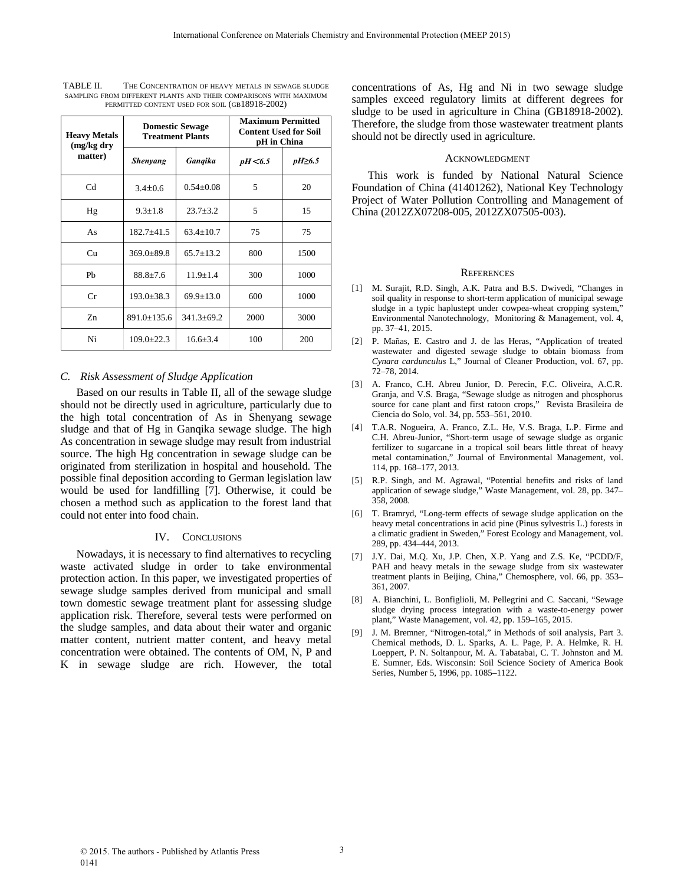TABLE II. THE CONCENTRATION OF HEAVY METALS IN SEWAGE SLUDGE SAMPLING FROM DIFFERENT PLANTS AND THEIR COMPARISONS WITH MAXIMUM PERMITTED CONTENT USED FOR SOIL (GB18918-2002)

| Heavy Metals (mg/kg dry matter) | Domestic Sewage Treatment Plants | | Maximum Permitted Content Used for Soil pH in China | |
|---|---|---|---|---|
| | *Shenyang* | *Ganqika* | *pH<6.5* | *pH≥6.5* |
| Cd | 3.4±0.6 | 0.54±0.08 | 5 | 20 |
| Hg | 9.3±1.8 | 23.7±3.2 | 5 | 15 |
| As | 182.7±41.5 | 63.4±10.7 | 75 | 75 |
| Cu | 369.0±89.8 | 65.7±13.2 | 800 | 1500 |
| Pb | 88.8±7.6 | 11.9±1.4 | 300 | 1000 |
| Cr | 193.0±38.3 | 69.9±13.0 | 600 | 1000 |
| Zn | 891.0±135.6 | 341.3±69.2 | 2000 | 3000 |
| Ni | 109.0±22.3 | 16.6±3.4 | 100 | 200 |

### *C. Risk Assessment of Sludge Application*

Based on our results in Table II, all of the sewage sludge should not be directly used in agriculture, particularly due to the high total concentration of As in Shenyang sewage sludge and that of Hg in Ganqika sewage sludge. The high As concentration in sewage sludge may result from industrial source. The high Hg concentration in sewage sludge can be originated from sterilization in hospital and household. The possible final deposition according to German legislation law would be used for landfilling [7]. Otherwise, it could be chosen a method such as application to the forest land that could not enter into food chain.

## IV. CONCLUSIONS

Nowadays, it is necessary to find alternatives to recycling waste activated sludge in order to take environmental protection action. In this paper, we investigated properties of sewage sludge samples derived from municipal and small town domestic sewage treatment plant for assessing sludge application risk. Therefore, several tests were performed on the sludge samples, and data about their water and organic matter content, nutrient matter content, and heavy metal concentration were obtained. The contents of OM, N, P and K in sewage sludge are rich. However, the total concentrations of As, Hg and Ni in two sewage sludge samples exceed regulatory limits at different degrees for sludge to be used in agriculture in China (GB18918-2002). Therefore, the sludge from those wastewater treatment plants should not be directly used in agriculture.

## ACKNOWLEDGMENT

This work is funded by National Natural Science Foundation of China (41401262), National Key Technology Project of Water Pollution Controlling and Management of China (2012ZX07208-005, 2012ZX07505-003).

## REFERENCES

[1] M. Surajit, R.D. Singh, A.K. Patra and B.S. Dwivedi, "Changes in soil quality in response to short-term application of municipal sewage sludge in a typic haplustept under cowpea-wheat cropping system," Environmental Nanotechnology, Monitoring & Management, vol. 4, pp. 37–41, 2015.

[2] P. Mañas, E. Castro and J. de las Heras, "Application of treated wastewater and digested sewage sludge to obtain biomass from *Cynara cardunculus* L," Journal of Cleaner Production, vol. 67, pp. 72–78, 2014.

[3] A. Franco, C.H. Abreu Junior, D. Perecin, F.C. Oliveira, A.C.R. Granja, and V.S. Braga, "Sewage sludge as nitrogen and phosphorus source for cane plant and first ratoon crops," Revista Brasileira de Ciencia do Solo, vol. 34, pp. 553–561, 2010.

[4] T.A.R. Nogueira, A. Franco, Z.L. He, V.S. Braga, L.P. Firme and C.H. Abreu-Junior, "Short-term usage of sewage sludge as organic fertilizer to sugarcane in a tropical soil bears little threat of heavy metal contamination," Journal of Environmental Management, vol. 114, pp. 168–177, 2013.

[5] R.P. Singh, and M. Agrawal, "Potential benefits and risks of land application of sewage sludge," Waste Management, vol. 28, pp. 347–358, 2008.

[6] T. Bramryd, "Long-term effects of sewage sludge application on the heavy metal concentrations in acid pine (Pinus sylvestris L.) forests in a climatic gradient in Sweden," Forest Ecology and Management, vol. 289, pp. 434–444, 2013.

[7] J.Y. Dai, M.Q. Xu, J.P. Chen, X.P. Yang and Z.S. Ke, "PCDD/F, PAH and heavy metals in the sewage sludge from six wastewater treatment plants in Beijing, China," Chemosphere, vol. 66, pp. 353–361, 2007.

[8] A. Bianchini, L. Bonfiglioli, M. Pellegrini and C. Saccani, "Sewage sludge drying process integration with a waste-to-energy power plant," Waste Management, vol. 42, pp. 159–165, 2015.

[9] J. M. Bremner, "Nitrogen-total," in Methods of soil analysis, Part 3. Chemical methods, D. L. Sparks, A. L. Page, P. A. Helmke, R. H. Loeppert, P. N. Soltanpour, M. A. Tabatabai, C. T. Johnston and M. E. Sumner, Eds. Wisconsin: Soil Science Society of America Book Series, Number 5, 1996, pp. 1085–1122.